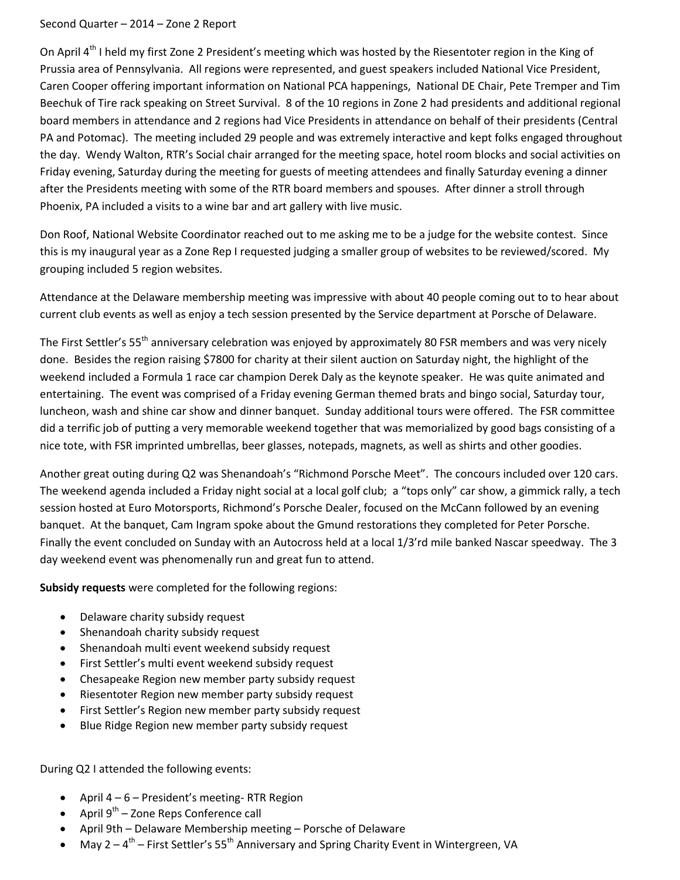Second Quarter – 2014 – Zone 2 Report

On April 4th I held my first Zone 2 President's meeting which was hosted by the Riesentoter region in the King of Prussia area of Pennsylvania. All regions were represented, and guest speakers included National Vice President, Caren Cooper offering important information on National PCA happenings, National DE Chair, Pete Tremper and Tim Beechuk of Tire rack speaking on Street Survival. 8 of the 10 regions in Zone 2 had presidents and additional regional board members in attendance and 2 regions had Vice Presidents in attendance on behalf of their presidents (Central PA and Potomac). The meeting included 29 people and was extremely interactive and kept folks engaged throughout the day. Wendy Walton, RTR's Social chair arranged for the meeting space, hotel room blocks and social activities on Friday evening, Saturday during the meeting for guests of meeting attendees and finally Saturday evening a dinner after the Presidents meeting with some of the RTR board members and spouses. After dinner a stroll through Phoenix, PA included a visits to a wine bar and art gallery with live music.

Don Roof, National Website Coordinator reached out to me asking me to be a judge for the website contest. Since this is my inaugural year as a Zone Rep I requested judging a smaller group of websites to be reviewed/scored. My grouping included 5 region websites.

Attendance at the Delaware membership meeting was impressive with about 40 people coming out to to hear about current club events as well as enjoy a tech session presented by the Service department at Porsche of Delaware.

The First Settler's 55th anniversary celebration was enjoyed by approximately 80 FSR members and was very nicely done. Besides the region raising $7800 for charity at their silent auction on Saturday night, the highlight of the weekend included a Formula 1 race car champion Derek Daly as the keynote speaker. He was quite animated and entertaining. The event was comprised of a Friday evening German themed brats and bingo social, Saturday tour, luncheon, wash and shine car show and dinner banquet. Sunday additional tours were offered. The FSR committee did a terrific job of putting a very memorable weekend together that was memorialized by good bags consisting of a nice tote, with FSR imprinted umbrellas, beer glasses, notepads, magnets, as well as shirts and other goodies.

Another great outing during Q2 was Shenandoah's "Richmond Porsche Meet". The concours included over 120 cars. The weekend agenda included a Friday night social at a local golf club; a "tops only" car show, a gimmick rally, a tech session hosted at Euro Motorsports, Richmond's Porsche Dealer, focused on the McCann followed by an evening banquet. At the banquet, Cam Ingram spoke about the Gmund restorations they completed for Peter Porsche. Finally the event concluded on Sunday with an Autocross held at a local 1/3'rd mile banked Nascar speedway. The 3 day weekend event was phenomenally run and great fun to attend.

**Subsidy requests** were completed for the following regions:

- Delaware charity subsidy request
- Shenandoah charity subsidy request
- Shenandoah multi event weekend subsidy request
- First Settler's multi event weekend subsidy request
- Chesapeake Region new member party subsidy request
- Riesentoter Region new member party subsidy request
- First Settler's Region new member party subsidy request
- Blue Ridge Region new member party subsidy request

During Q2 I attended the following events:

- April 4 – 6 – President's meeting- RTR Region
- April 9th – Zone Reps Conference call
- April 9th – Delaware Membership meeting – Porsche of Delaware
- May 2 – 4th – First Settler's 55th Anniversary and Spring Charity Event in Wintergreen, VA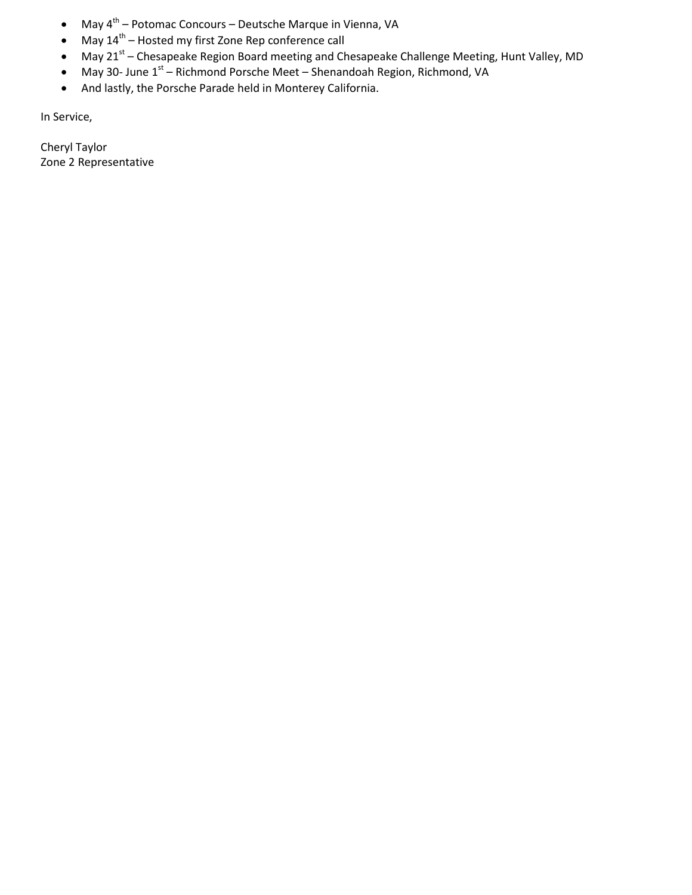- May 4th – Potomac Concours – Deutsche Marque in Vienna, VA
- May 14th – Hosted my first Zone Rep conference call
- May 21st – Chesapeake Region Board meeting and Chesapeake Challenge Meeting, Hunt Valley, MD
- May 30- June 1st – Richmond Porsche Meet – Shenandoah Region, Richmond, VA
- And lastly, the Porsche Parade held in Monterey California.

In Service,

Cheryl Taylor
Zone 2 Representative